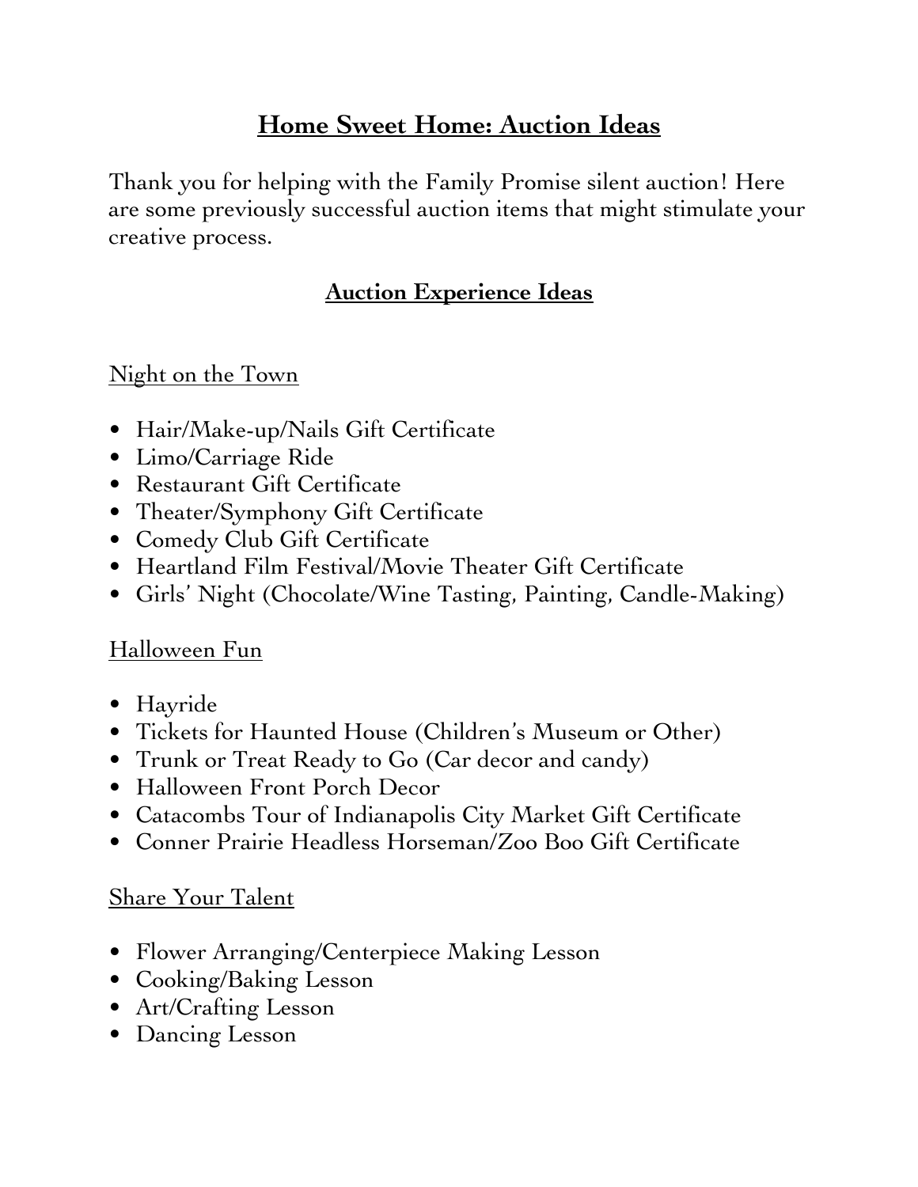# Home Sweet Home: Auction Ideas

Thank you for helping with the Family Promise silent auction! Here are some previously successful auction items that might stimulate your creative process.

## Auction Experience Ideas

### Night on the Town

- Hair/Make-up/Nails Gift Certificate
- Limo/Carriage Ride
- Restaurant Gift Certificate
- Theater/Symphony Gift Certificate
- Comedy Club Gift Certificate
- Heartland Film Festival/Movie Theater Gift Certificate
- Girls' Night (Chocolate/Wine Tasting, Painting, Candle-Making)

### Halloween Fun

- Hayride
- Tickets for Haunted House (Children's Museum or Other)
- Trunk or Treat Ready to Go (Car decor and candy)
- Halloween Front Porch Decor
- Catacombs Tour of Indianapolis City Market Gift Certificate
- Conner Prairie Headless Horseman/Zoo Boo Gift Certificate

### Share Your Talent

- Flower Arranging/Centerpiece Making Lesson
- Cooking/Baking Lesson
- Art/Crafting Lesson
- Dancing Lesson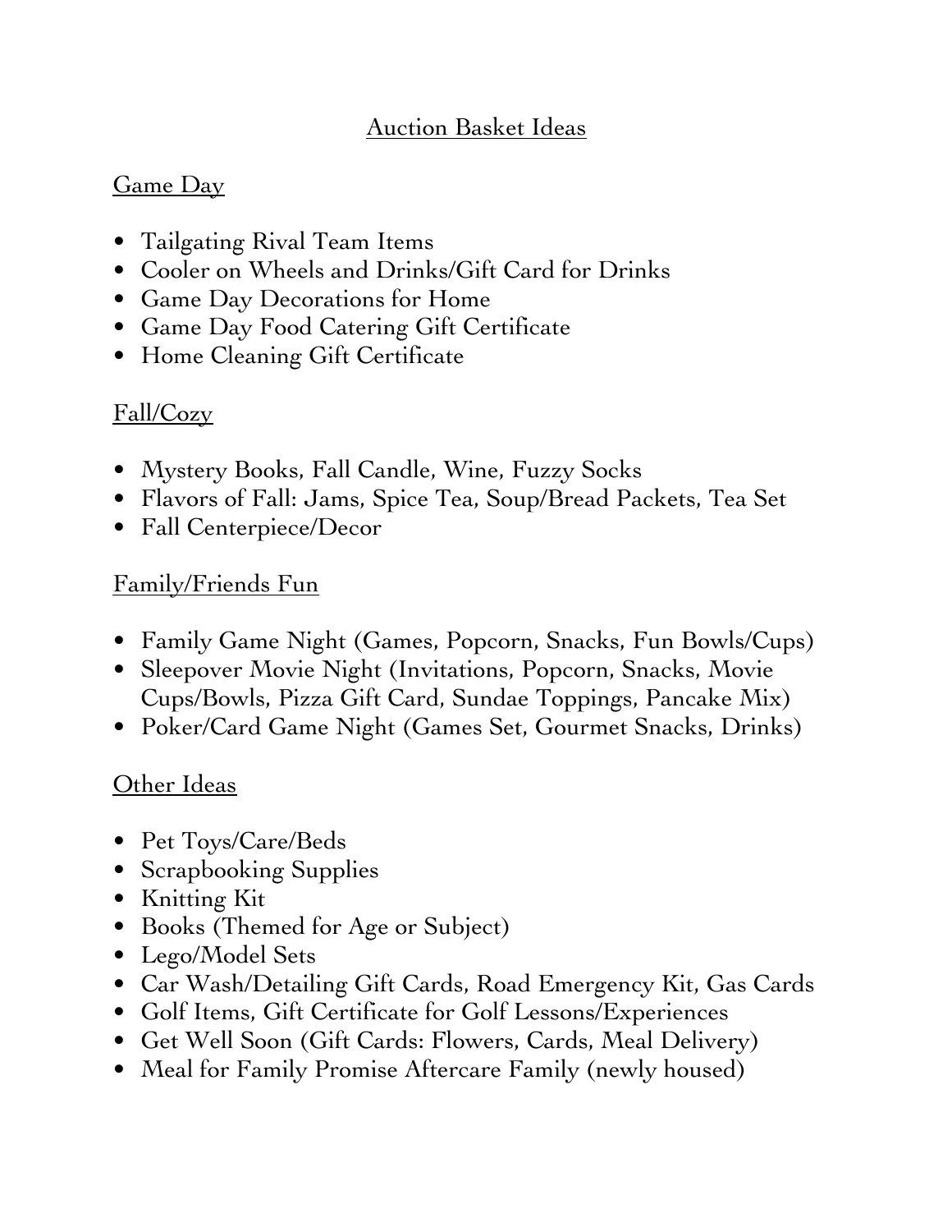# Auction Basket Ideas

## Game Day

- Tailgating Rival Team Items
- Cooler on Wheels and Drinks/Gift Card for Drinks
- Game Day Decorations for Home
- Game Day Food Catering Gift Certificate
- Home Cleaning Gift Certificate

## Fall/Cozy

- Mystery Books, Fall Candle, Wine, Fuzzy Socks
- Flavors of Fall: Jams, Spice Tea, Soup/Bread Packets, Tea Set
- Fall Centerpiece/Decor

## Family/Friends Fun

- Family Game Night (Games, Popcorn, Snacks, Fun Bowls/Cups)
- Sleepover Movie Night (Invitations, Popcorn, Snacks, Movie Cups/Bowls, Pizza Gift Card, Sundae Toppings, Pancake Mix)
- Poker/Card Game Night (Games Set, Gourmet Snacks, Drinks)

## Other Ideas

- Pet Toys/Care/Beds
- Scrapbooking Supplies
- Knitting Kit
- Books (Themed for Age or Subject)
- Lego/Model Sets
- Car Wash/Detailing Gift Cards, Road Emergency Kit, Gas Cards
- Golf Items, Gift Certificate for Golf Lessons/Experiences
- Get Well Soon (Gift Cards: Flowers, Cards, Meal Delivery)
- Meal for Family Promise Aftercare Family (newly housed)